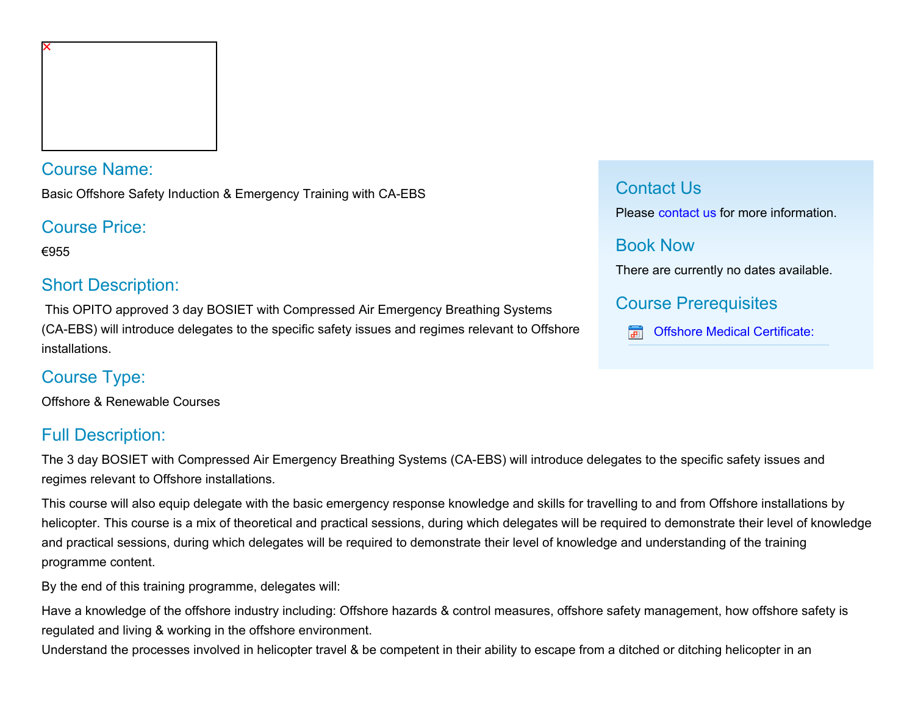## Course Name:

Basic Offshore Safety Induction & Emergency Training with CA-EBS

## Course Price:

€955

## Short Description:

This OPITO approved 3 day BOSIET with Compressed Air Emergency Breathing Systems (CA-EBS) will introduce delegates to the specific safety issues and regimes relevant to Offshore installations.

## Course Type:

Offshore & Renewable Courses

## Contact Us

Please contact us for more information.

## Book Now

There are currently no dates available.

## Course Prerequisites

- Offshore Medical Certificate:

## Full Description:

The 3 day BOSIET with Compressed Air Emergency Breathing Systems (CA-EBS) will introduce delegates to the specific safety issues and regimes relevant to Offshore installations.

This course will also equip delegate with the basic emergency response knowledge and skills for travelling to and from Offshore installations by helicopter. This course is a mix of theoretical and practical sessions, during which delegates will be required to demonstrate their level of knowledge and practical sessions, during which delegates will be required to demonstrate their level of knowledge and understanding of the training programme content.

By the end of this training programme, delegates will:

Have a knowledge of the offshore industry including: Offshore hazards & control measures, offshore safety management, how offshore safety is regulated and living & working in the offshore environment.
Understand the processes involved in helicopter travel & be competent in their ability to escape from a ditched or ditching helicopter in an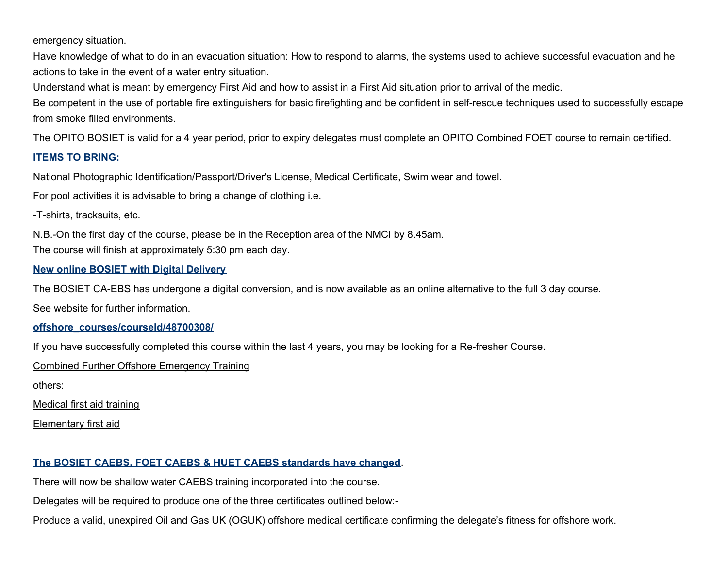emergency situation.

Have knowledge of what to do in an evacuation situation: How to respond to alarms, the systems used to achieve successful evacuation and he actions to take in the event of a water entry situation.

Understand what is meant by emergency First Aid and how to assist in a First Aid situation prior to arrival of the medic.

Be competent in the use of portable fire extinguishers for basic firefighting and be confident in self-rescue techniques used to successfully escape from smoke filled environments.

The OPITO BOSIET is valid for a 4 year period, prior to expiry delegates must complete an OPITO Combined FOET course to remain certified.

**ITEMS TO BRING:**

National Photographic Identification/Passport/Driver's License, Medical Certificate, Swim wear and towel.

For pool activities it is advisable to bring a change of clothing i.e.

-T-shirts, tracksuits, etc.

N.B.-On the first day of the course, please be in the Reception area of the NMCI by 8.45am.
The course will finish at approximately 5:30 pm each day.

**New online BOSIET with Digital Delivery**

The BOSIET CA-EBS has undergone a digital conversion, and is now available as an online alternative to the full 3 day course.

See website for further information.

**offshore_courses/courseId/48700308/**

If you have successfully completed this course within the last 4 years, you may be looking for a Re-fresher Course.

Combined Further Offshore Emergency Training

others:

Medical first aid training

Elementary first aid

**The BOSIET CAEBS, FOET CAEBS & HUET CAEBS standards have changed**.

There will now be shallow water CAEBS training incorporated into the course.

Delegates will be required to produce one of the three certificates outlined below:-

Produce a valid, unexpired Oil and Gas UK (OGUK) offshore medical certificate confirming the delegate's fitness for offshore work.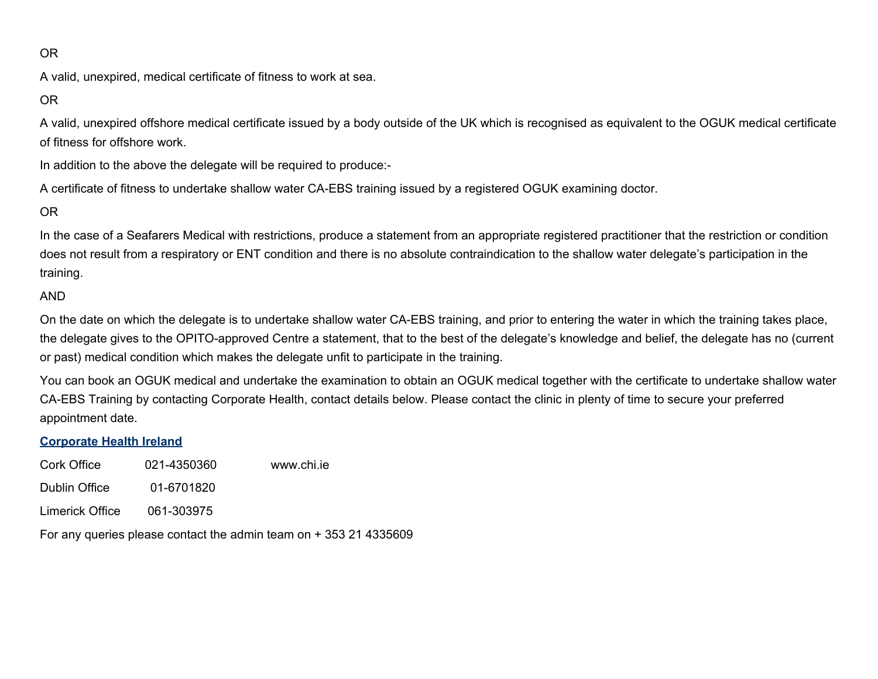OR

A valid, unexpired, medical certificate of fitness to work at sea.

OR

A valid, unexpired offshore medical certificate issued by a body outside of the UK which is recognised as equivalent to the OGUK medical certificate of fitness for offshore work.

In addition to the above the delegate will be required to produce:-

A certificate of fitness to undertake shallow water CA-EBS training issued by a registered OGUK examining doctor.

OR

In the case of a Seafarers Medical with restrictions, produce a statement from an appropriate registered practitioner that the restriction or condition does not result from a respiratory or ENT condition and there is no absolute contraindication to the shallow water delegate's participation in the training.

AND

On the date on which the delegate is to undertake shallow water CA-EBS training, and prior to entering the water in which the training takes place, the delegate gives to the OPITO-approved Centre a statement, that to the best of the delegate's knowledge and belief, the delegate has no (current or past) medical condition which makes the delegate unfit to participate in the training.

You can book an OGUK medical and undertake the examination to obtain an OGUK medical together with the certificate to undertake shallow water CA-EBS Training by contacting Corporate Health, contact details below. Please contact the clinic in plenty of time to secure your preferred appointment date.

**Corporate Health Ireland**

| | | |
|---|---|---|
| Cork Office | 021-4350360 | www.chi.ie |
| Dublin Office | 01-6701820 | |
| Limerick Office | 061-303975 | |

For any queries please contact the admin team on + 353 21 4335609